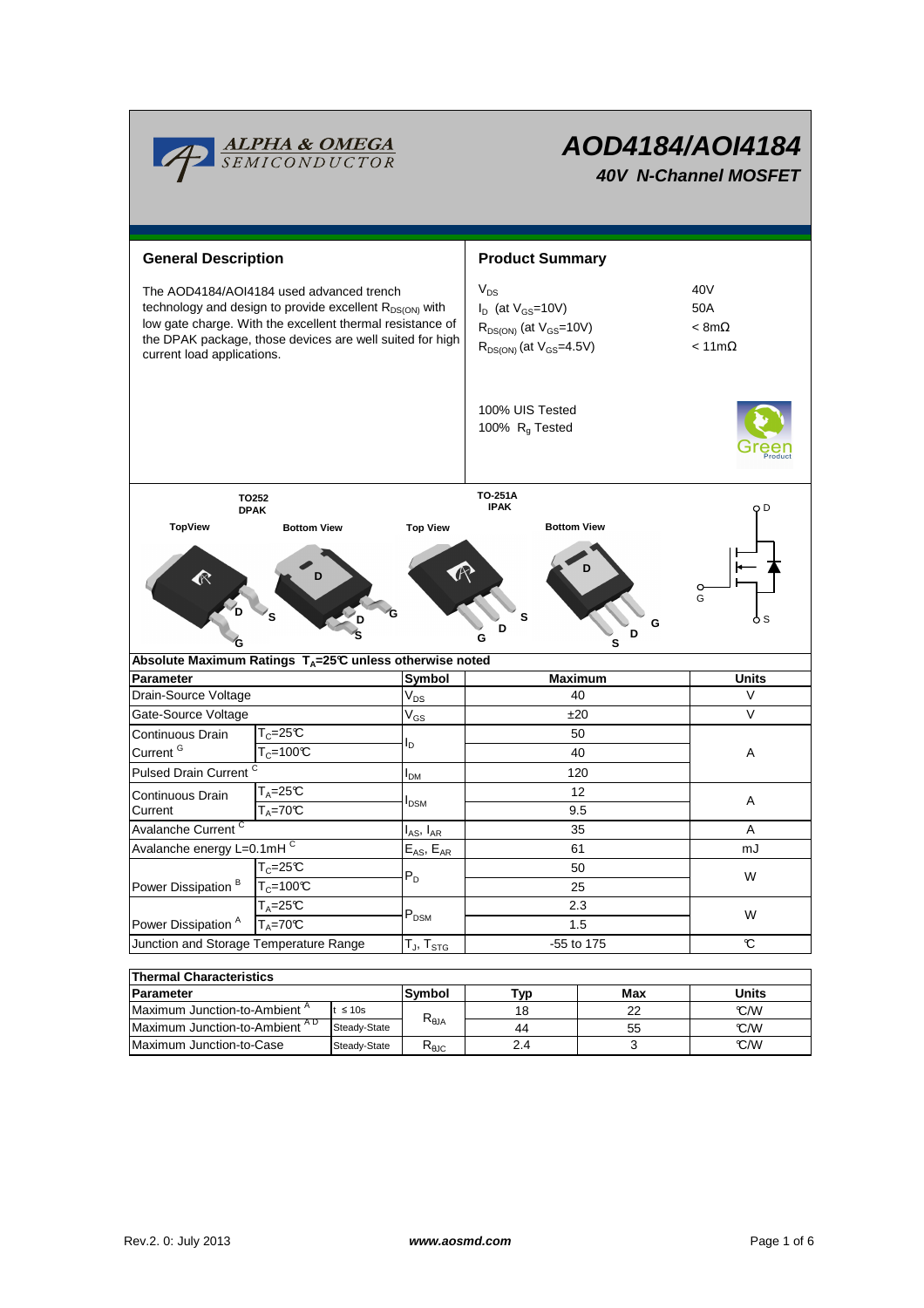# AOD4184/AOI4184

## 40V N-Channel MOSFET

## General Description

The AOD4184/AOI4184 used advanced trench technology and design to provide excellent $R_{DS(ON)}$ with low gate charge. With the excellent thermal resistance of the DPAK package, those devices are well suited for high current load applications.

## Product Summary

| | |
|---|---|
| $V_{DS}$ | 40V |
| $I_D$ (at $V_{GS}$=10V) | 50A |
| $R_{DS(ON)}$ (at $V_{GS}$=10V) | < 8mΩ |
| $R_{DS(ON)}$ (at $V_{GS}$=4.5V) | < 11mΩ |

100% UIS Tested
100% $R_g$ Tested

TO252 DPAK — TopView, Bottom View
TO-251A IPAK — Top View, Bottom View

### Absolute Maximum Ratings $T_A$=25℃ unless otherwise noted

| Parameter | | Symbol | Maximum | Units |
|---|---|---|---|---|
| Drain-Source Voltage | | $V_{DS}$ | 40 | V |
| Gate-Source Voltage | | $V_{GS}$ | ±20 | V |
| Continuous Drain Current [G] | $T_C$=25℃ | $I_D$ | 50 | A |
| | $T_C$=100℃ | | 40 | |
| Pulsed Drain Current [C] | | $I_{DM}$ | 120 | |
| Continuous Drain Current | $T_A$=25℃ | $I_{DSM}$ | 12 | A |
| | $T_A$=70℃ | | 9.5 | |
| Avalanche Current [C] | | $I_{AS}$, $I_{AR}$ | 35 | A |
| Avalanche energy L=0.1mH [C] | | $E_{AS}$, $E_{AR}$ | 61 | mJ |
| Power Dissipation [B] | $T_C$=25℃ | $P_D$ | 50 | W |
| | $T_C$=100℃ | | 25 | |
| Power Dissipation [A] | $T_A$=25℃ | $P_{DSM}$ | 2.3 | W |
| | $T_A$=70℃ | | 1.5 | |
| Junction and Storage Temperature Range | | $T_J$, $T_{STG}$ | -55 to 175 | ℃ |

### Thermal Characteristics

| Parameter | | Symbol | Typ | Max | Units |
|---|---|---|---|---|---|
| Maximum Junction-to-Ambient [A] | t ≤ 10s | $R_{\theta JA}$ | 18 | 22 | ℃/W |
| Maximum Junction-to-Ambient [A D] | Steady-State | | 44 | 55 | ℃/W |
| Maximum Junction-to-Case | Steady-State | $R_{\theta JC}$ | 2.4 | 3 | ℃/W |

Rev.2. 0: July 2013 www.aosmd.com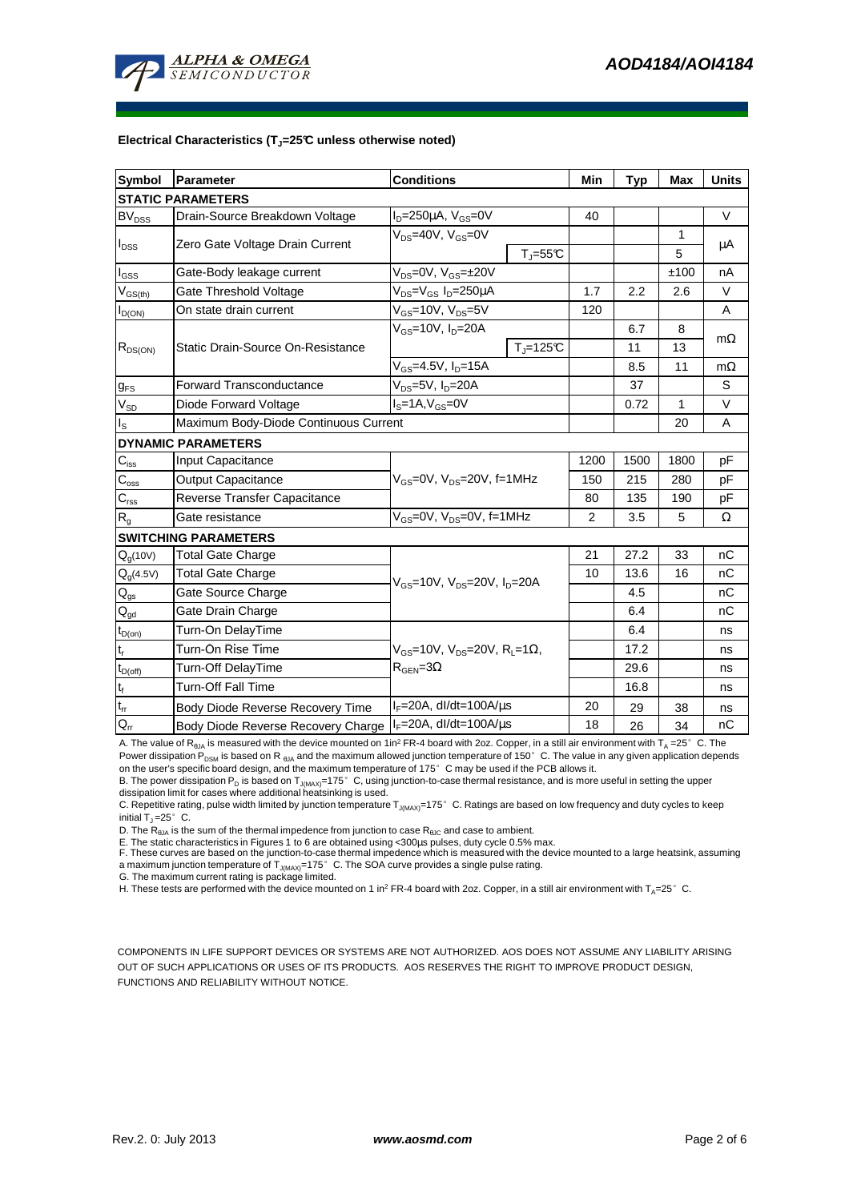#### Electrical Characteristics ($T_J$=25°C unless otherwise noted)

| Symbol | Parameter | Conditions | | Min | Typ | Max | Units |
|---|---|---|---|---|---|---|---|
| **STATIC PARAMETERS** | | | | | | | |
| $BV_{DSS}$ | Drain-Source Breakdown Voltage | $I_D$=250µA, $V_{GS}$=0V | | 40 | | | V |
| $I_{DSS}$ | Zero Gate Voltage Drain Current | $V_{DS}$=40V, $V_{GS}$=0V | | | | 1 | µA |
| | | | $T_J$=55°C | | | 5 | |
| $I_{GSS}$ | Gate-Body leakage current | $V_{DS}$=0V, $V_{GS}$=±20V | | | | ±100 | nA |
| $V_{GS(th)}$ | Gate Threshold Voltage | $V_{DS}$=$V_{GS}$ $I_D$=250µA | | 1.7 | 2.2 | 2.6 | V |
| $I_{D(ON)}$ | On state drain current | $V_{GS}$=10V, $V_{DS}$=5V | | 120 | | | A |
| $R_{DS(ON)}$ | Static Drain-Source On-Resistance | $V_{GS}$=10V, $I_D$=20A | | | 6.7 | 8 | mΩ |
| | | | $T_J$=125°C | | 11 | 13 | |
| | | $V_{GS}$=4.5V, $I_D$=15A | | | 8.5 | 11 | mΩ |
| $g_{FS}$ | Forward Transconductance | $V_{DS}$=5V, $I_D$=20A | | | 37 | | S |
| $V_{SD}$ | Diode Forward Voltage | $I_S$=1A,$V_{GS}$=0V | | | 0.72 | 1 | V |
| $I_S$ | Maximum Body-Diode Continuous Current | | | | | 20 | A |
| **DYNAMIC PARAMETERS** | | | | | | | |
| $C_{iss}$ | Input Capacitance | $V_{GS}$=0V, $V_{DS}$=20V, f=1MHz | | 1200 | 1500 | 1800 | pF |
| $C_{oss}$ | Output Capacitance | | | 150 | 215 | 280 | pF |
| $C_{rss}$ | Reverse Transfer Capacitance | | | 80 | 135 | 190 | pF |
| $R_g$ | Gate resistance | $V_{GS}$=0V, $V_{DS}$=0V, f=1MHz | | 2 | 3.5 | 5 | Ω |
| **SWITCHING PARAMETERS** | | | | | | | |
| $Q_g$(10V) | Total Gate Charge | $V_{GS}$=10V, $V_{DS}$=20V, $I_D$=20A | | 21 | 27.2 | 33 | nC |
| $Q_g$(4.5V) | Total Gate Charge | | | 10 | 13.6 | 16 | nC |
| $Q_{gs}$ | Gate Source Charge | | | | 4.5 | | nC |
| $Q_{gd}$ | Gate Drain Charge | | | | 6.4 | | nC |
| $t_{D(on)}$ | Turn-On DelayTime | $V_{GS}$=10V, $V_{DS}$=20V, $R_L$=1Ω, $R_{GEN}$=3Ω | | | 6.4 | | ns |
| $t_r$ | Turn-On Rise Time | | | | 17.2 | | ns |
| $t_{D(off)}$ | Turn-Off DelayTime | | | | 29.6 | | ns |
| $t_f$ | Turn-Off Fall Time | | | | 16.8 | | ns |
| $t_{rr}$ | Body Diode Reverse Recovery Time | $I_F$=20A, dI/dt=100A/µs | | 20 | 29 | 38 | ns |
| $Q_{rr}$ | Body Diode Reverse Recovery Charge | $I_F$=20A, dI/dt=100A/µs | | 18 | 26 | 34 | nC |

A. The value of $R_{\theta JA}$ is measured with the device mounted on 1in² FR-4 board with 2oz. Copper, in a still air environment with $T_A$ =25°C. The Power dissipation $P_{DSM}$ is based on $R_{\theta JA}$ and the maximum allowed junction temperature of 150°C. The value in any given application depends on the user's specific board design, and the maximum temperature of 175°C may be used if the PCB allows it.
B. The power dissipation $P_D$ is based on $T_{J(MAX)}$=175°C, using junction-to-case thermal resistance, and is more useful in setting the upper dissipation limit for cases where additional heatsinking is used.
C. Repetitive rating, pulse width limited by junction temperature $T_{J(MAX)}$=175°C. Ratings are based on low frequency and duty cycles to keep initial $T_J$ =25°C.
D. The $R_{\theta JA}$ is the sum of the thermal impedence from junction to case $R_{\theta JC}$ and case to ambient.
E. The static characteristics in Figures 1 to 6 are obtained using <300µs pulses, duty cycle 0.5% max.
F. These curves are based on the junction-to-case thermal impedence which is measured with the device mounted to a large heatsink, assuming a maximum junction temperature of $T_{J(MAX)}$=175°C. The SOA curve provides a single pulse rating.
G. The maximum current rating is package limited.
H. These tests are performed with the device mounted on 1 in² FR-4 board with 2oz. Copper, in a still air environment with $T_A$=25°C.

COMPONENTS IN LIFE SUPPORT DEVICES OR SYSTEMS ARE NOT AUTHORIZED. AOS DOES NOT ASSUME ANY LIABILITY ARISING OUT OF SUCH APPLICATIONS OR USES OF ITS PRODUCTS. AOS RESERVES THE RIGHT TO IMPROVE PRODUCT DESIGN, FUNCTIONS AND RELIABILITY WITHOUT NOTICE.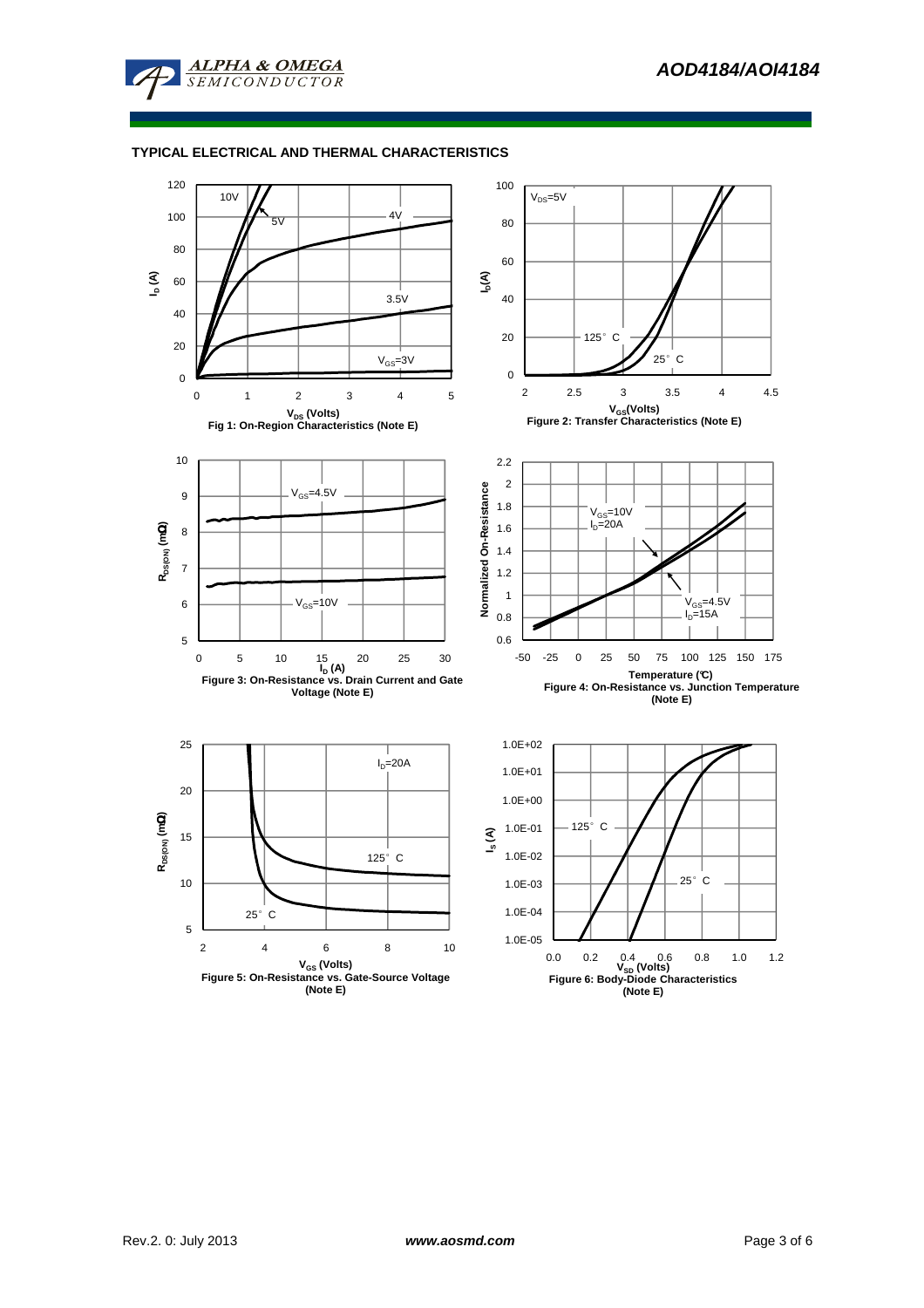## TYPICAL ELECTRICAL AND THERMAL CHARACTERISTICS

Fig 1: On-Region Characteristics (Note E)

Figure 2: Transfer Characteristics (Note E)

Figure 3: On-Resistance vs. Drain Current and Gate Voltage (Note E)

Figure 4: On-Resistance vs. Junction Temperature (Note E)

Figure 5: On-Resistance vs. Gate-Source Voltage (Note E)

Figure 6: Body-Diode Characteristics (Note E)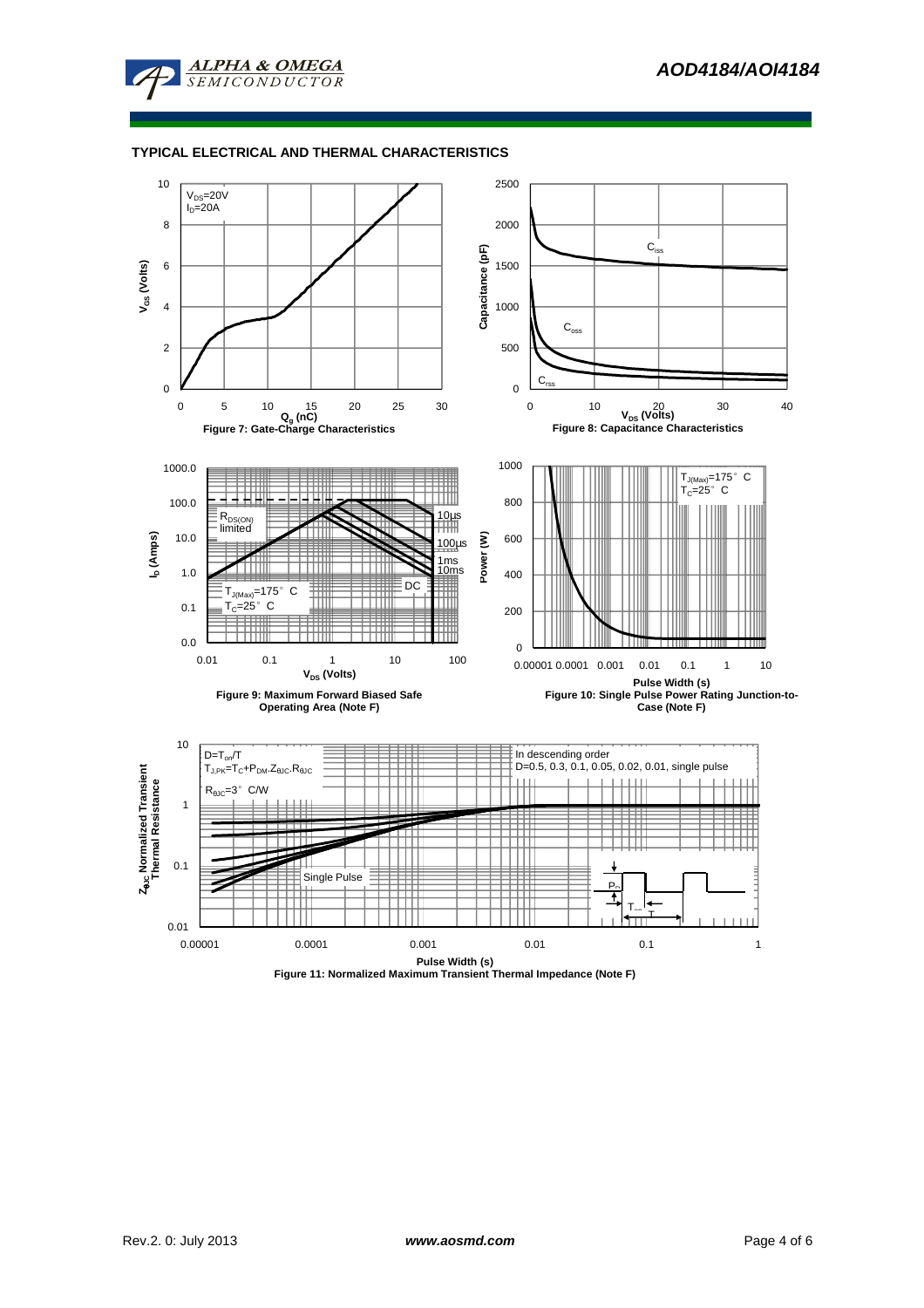## TYPICAL ELECTRICAL AND THERMAL CHARACTERISTICS

$V_{DS}$=20V
$I_D$=20A

$V_{GS}$ (Volts)

$Q_g$ (nC)

Figure 7: Gate-Charge Characteristics

$C_{iss}$

$C_{oss}$

$C_{rss}$

Capacitance (pF)

$V_{DS}$ (Volts)

Figure 8: Capacitance Characteristics

$R_{DS(ON)}$ limited

10µs

100µs

1ms

10ms

DC

$T_{J(Max)}$=175° C
$T_C$=25° C

$I_D$ (Amps)

$V_{DS}$ (Volts)

Figure 9: Maximum Forward Biased Safe Operating Area (Note F)

$T_{J(Max)}$=175° C
$T_C$=25° C

Power (W)

Pulse Width (s)

Figure 10: Single Pulse Power Rating Junction-to-Case (Note F)

$D=T_{on}/T$
$T_{J,PK}=T_C+P_{DM}.Z_{\theta JC}.R_{\theta JC}$

$R_{\theta JC}$=3° C/W

In descending order
D=0.5, 0.3, 0.1, 0.05, 0.02, 0.01, single pulse

Single Pulse

$Z_{\theta JC}$ Normalized Transient Thermal Resistance

Pulse Width (s)

Figure 11: Normalized Maximum Transient Thermal Impedance (Note F)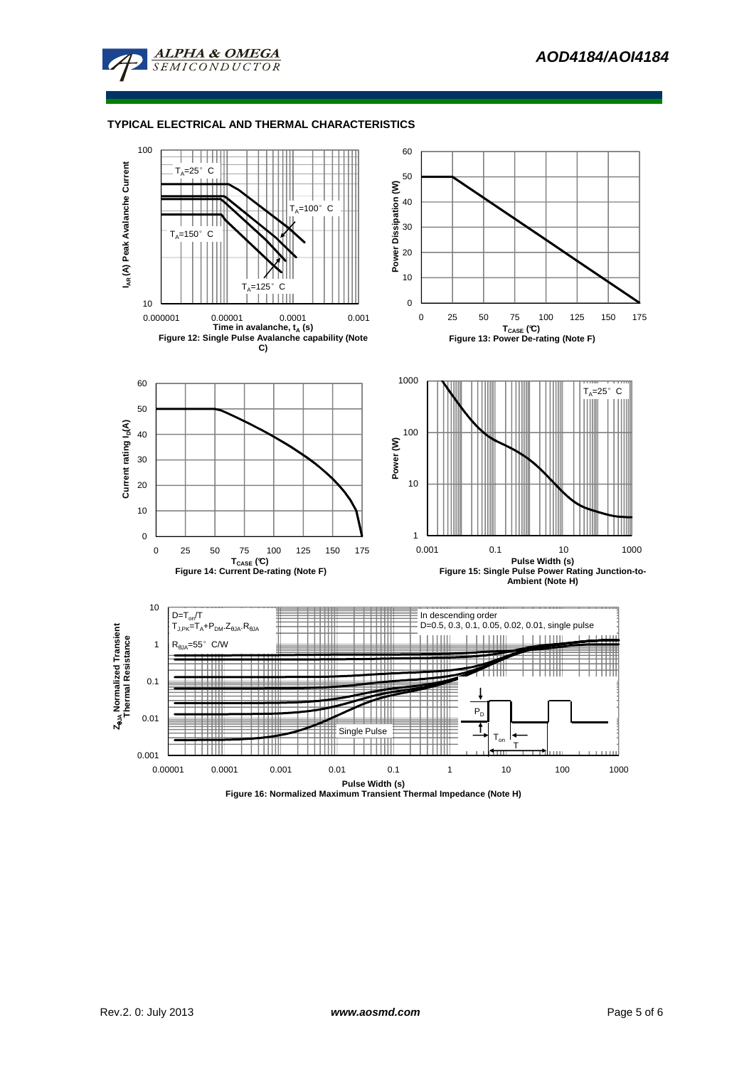## TYPICAL ELECTRICAL AND THERMAL CHARACTERISTICS

$I_{AR}$ (A) Peak Avalanche Current

$T_A$=25° C

$T_A$=100° C

$T_A$=150° C

$T_A$=125° C

Time in avalanche, $t_A$ (s)

Figure 12: Single Pulse Avalanche capability (Note C)

Power Dissipation (W)

$T_{CASE}$ (°C)

Figure 13: Power De-rating (Note F)

Current rating $I_D$(A)

$T_{CASE}$ (°C)

Figure 14: Current De-rating (Note F)

Power (W)

$T_A$=25° C

Pulse Width (s)

Figure 15: Single Pulse Power Rating Junction-to-Ambient (Note H)

$Z_{\theta JA}$ Normalized Transient Thermal Resistance

$D=T_{on}/T$

$T_{J,PK}=T_A+P_{DM}.Z_{\theta JA}.R_{\theta JA}$

$R_{\theta JA}$=55° C/W

In descending order

D=0.5, 0.3, 0.1, 0.05, 0.02, 0.01, single pulse

Single Pulse

$P_D$

$T_{on}$

T

Pulse Width (s)

Figure 16: Normalized Maximum Transient Thermal Impedance (Note H)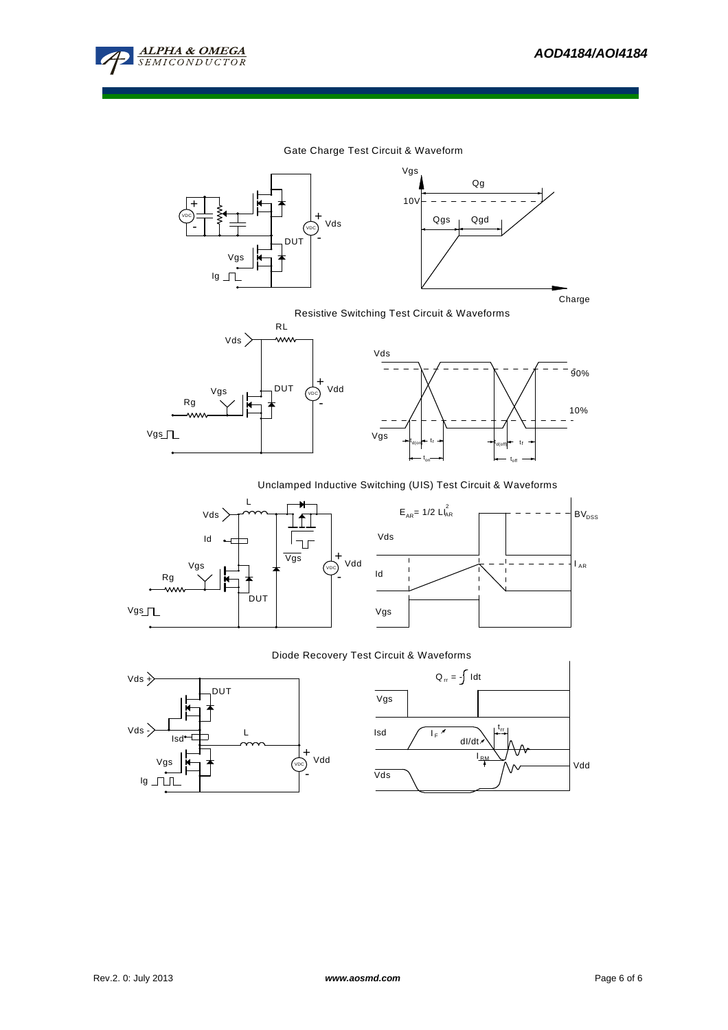## Gate Charge Test Circuit & Waveform

VDC
Vds
DUT
Vgs
Ig

Vgs
Qg
10V
Qgs
Qgd
Charge

## Resistive Switching Test Circuit & Waveforms

RL
Vds
Vgs
DUT
Rg
Vdd
VDC
Vgs

Vds
90%
10%
Vgs
$t_{d(on)}$
$t_r$
$t_{on}$
$t_{d(off)}$
$t_f$
$t_{off}$

## Unclamped Inductive Switching (UIS) Test Circuit & Waveforms

L
Vds
Id
Vgs
Rg
DUT
Vgs
Vdd
VDC
Vgs

$E_{AR}= 1/2\ LI_{AR}^2$
$BV_{DSS}$
Vds
Id
$I_{AR}$
Vgs

## Diode Recovery Test Circuit & Waveforms

Vds +
DUT
Vds -
Isd
L
Vgs
Vdd
VDC
Ig

$Q_{rr} = -\int Idt$
Vgs
Isd
$I_F$
dI/dt
$t_{rr}$
$I_{RM}$
Vds
Vdd